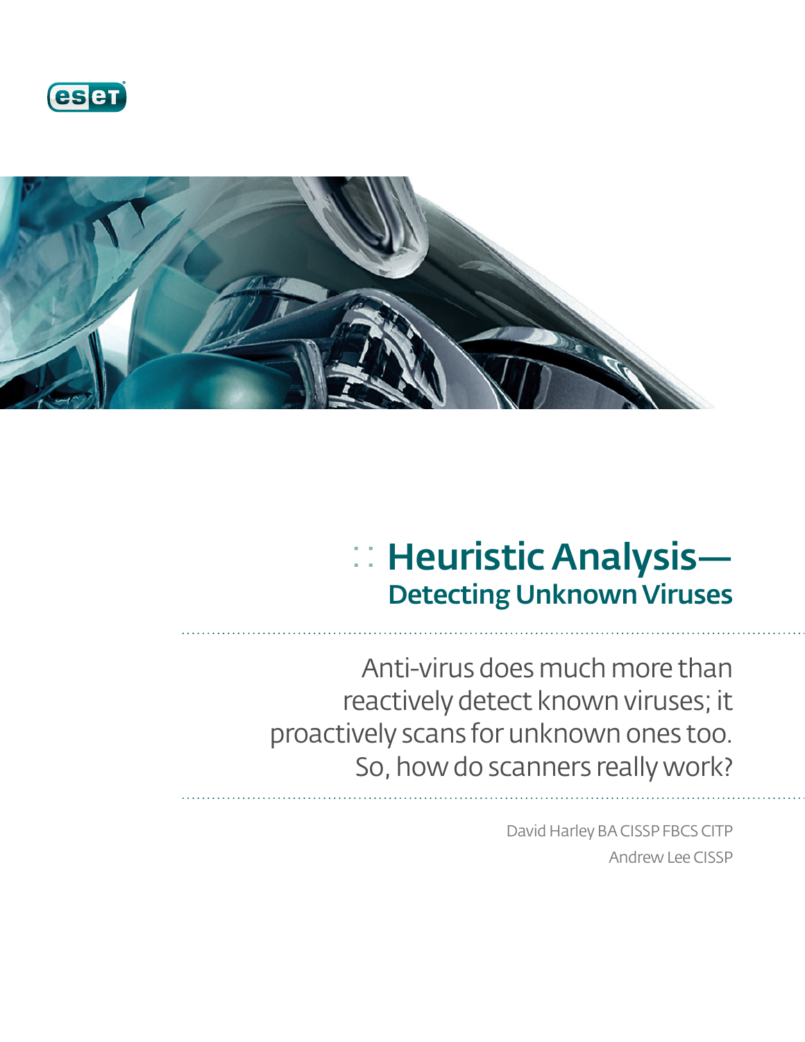# Heuristic Analysis—
## Detecting Unknown Viruses

Anti-virus does much more than reactively detect known viruses; it proactively scans for unknown ones too. So, how do scanners really work?

David Harley BA CISSP FBCS CITP
Andrew Lee CISSP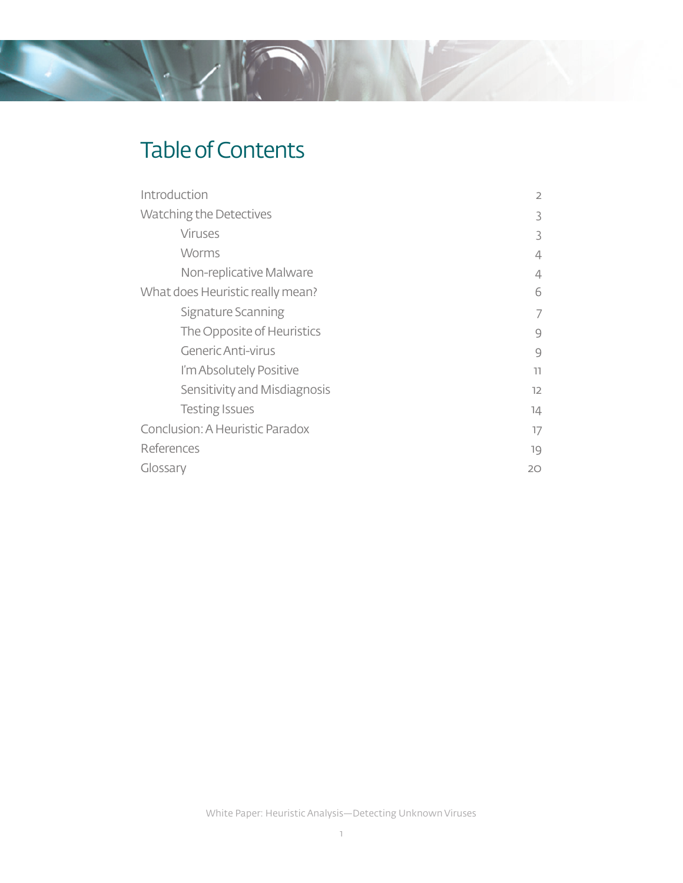# Table of Contents

| | |
|---|---|
| Introduction | 2 |
| Watching the Detectives | 3 |
| &nbsp;&nbsp;&nbsp;&nbsp;Viruses | 3 |
| &nbsp;&nbsp;&nbsp;&nbsp;Worms | 4 |
| &nbsp;&nbsp;&nbsp;&nbsp;Non-replicative Malware | 4 |
| What does Heuristic really mean? | 6 |
| &nbsp;&nbsp;&nbsp;&nbsp;Signature Scanning | 7 |
| &nbsp;&nbsp;&nbsp;&nbsp;The Opposite of Heuristics | 9 |
| &nbsp;&nbsp;&nbsp;&nbsp;Generic Anti-virus | 9 |
| &nbsp;&nbsp;&nbsp;&nbsp;I'm Absolutely Positive | 11 |
| &nbsp;&nbsp;&nbsp;&nbsp;Sensitivity and Misdiagnosis | 12 |
| &nbsp;&nbsp;&nbsp;&nbsp;Testing Issues | 14 |
| Conclusion: A Heuristic Paradox | 17 |
| References | 19 |
| Glossary | 20 |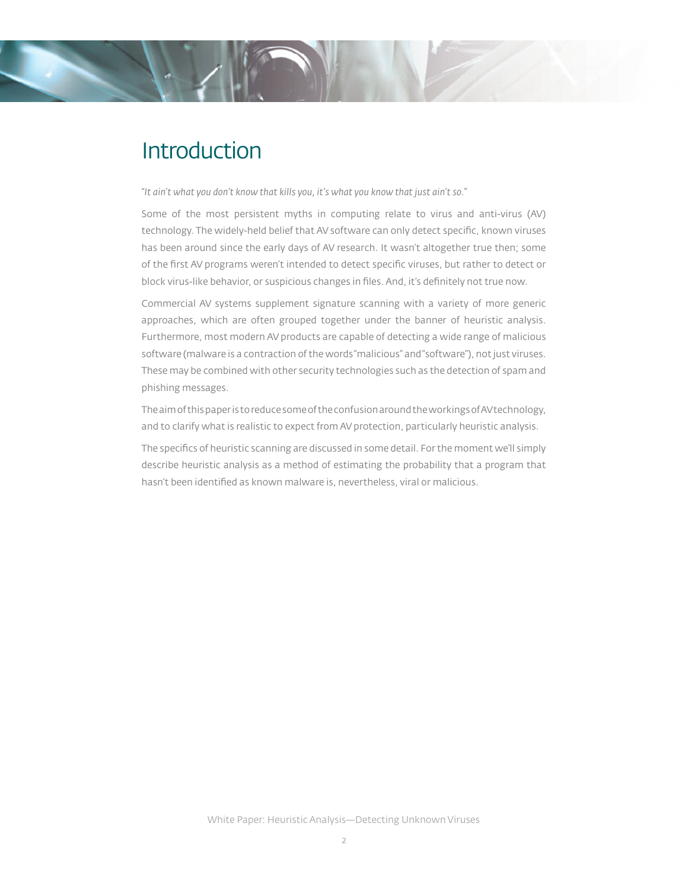# Introduction

*"It ain't what you don't know that kills you, it's what you know that just ain't so."*

Some of the most persistent myths in computing relate to virus and anti-virus (AV) technology. The widely-held belief that AV software can only detect specific, known viruses has been around since the early days of AV research. It wasn't altogether true then; some of the first AV programs weren't intended to detect specific viruses, but rather to detect or block virus-like behavior, or suspicious changes in files. And, it's definitely not true now.

Commercial AV systems supplement signature scanning with a variety of more generic approaches, which are often grouped together under the banner of heuristic analysis. Furthermore, most modern AV products are capable of detecting a wide range of malicious software (malware is a contraction of the words "malicious" and "software"), not just viruses. These may be combined with other security technologies such as the detection of spam and phishing messages.

The aim of this paper is to reduce some of the confusion around the workings of AV technology, and to clarify what is realistic to expect from AV protection, particularly heuristic analysis.

The specifics of heuristic scanning are discussed in some detail. For the moment we'll simply describe heuristic analysis as a method of estimating the probability that a program that hasn't been identified as known malware is, nevertheless, viral or malicious.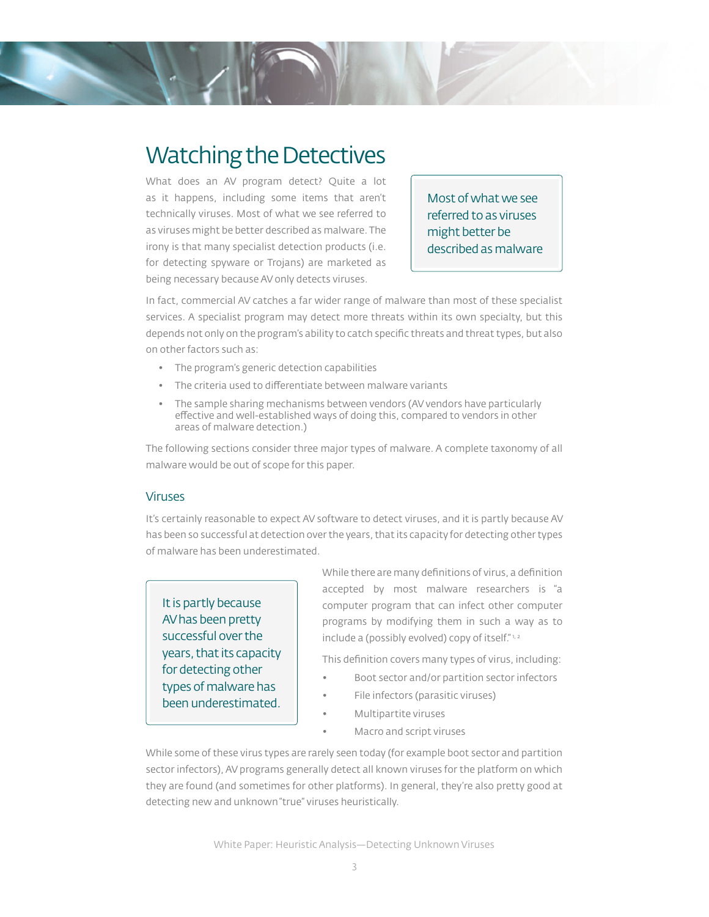# Watching the Detectives

What does an AV program detect? Quite a lot as it happens, including some items that aren't technically viruses. Most of what we see referred to as viruses might be better described as malware. The irony is that many specialist detection products (i.e. for detecting spyware or Trojans) are marketed as being necessary because AV only detects viruses.

> Most of what we see referred to as viruses might better be described as malware

In fact, commercial AV catches a far wider range of malware than most of these specialist services. A specialist program may detect more threats within its own specialty, but this depends not only on the program's ability to catch specific threats and threat types, but also on other factors such as:

- The program's generic detection capabilities
- The criteria used to differentiate between malware variants
- The sample sharing mechanisms between vendors (AV vendors have particularly effective and well-established ways of doing this, compared to vendors in other areas of malware detection.)

The following sections consider three major types of malware. A complete taxonomy of all malware would be out of scope for this paper.

## Viruses

It's certainly reasonable to expect AV software to detect viruses, and it is partly because AV has been so successful at detection over the years, that its capacity for detecting other types of malware has been underestimated.

> It is partly because AV has been pretty successful over the years, that its capacity for detecting other types of malware has been underestimated.

While there are many definitions of virus, a definition accepted by most malware researchers is "a computer program that can infect other computer programs by modifying them in such a way as to include a (possibly evolved) copy of itself."[1, 2]

This definition covers many types of virus, including:

- Boot sector and/or partition sector infectors
- File infectors (parasitic viruses)
- Multipartite viruses
- Macro and script viruses

While some of these virus types are rarely seen today (for example boot sector and partition sector infectors), AV programs generally detect all known viruses for the platform on which they are found (and sometimes for other platforms). In general, they're also pretty good at detecting new and unknown "true" viruses heuristically.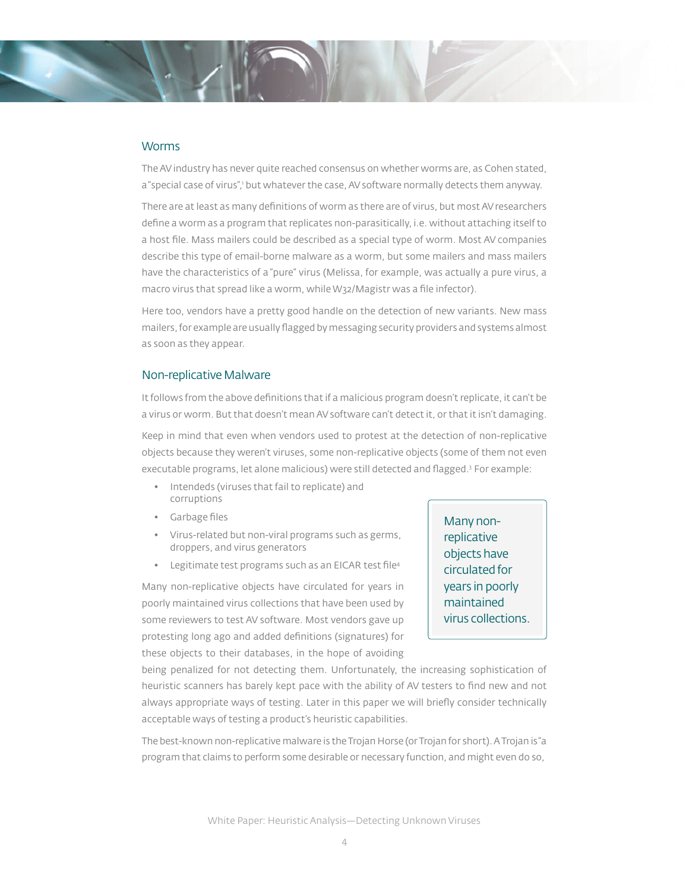## Worms

The AV industry has never quite reached consensus on whether worms are, as Cohen stated, a "special case of virus",[1] but whatever the case, AV software normally detects them anyway.

There are at least as many definitions of worm as there are of virus, but most AV researchers define a worm as a program that replicates non-parasitically, i.e. without attaching itself to a host file. Mass mailers could be described as a special type of worm. Most AV companies describe this type of email-borne malware as a worm, but some mailers and mass mailers have the characteristics of a "pure" virus (Melissa, for example, was actually a pure virus, a macro virus that spread like a worm, while W32/Magistr was a file infector).

Here too, vendors have a pretty good handle on the detection of new variants. New mass mailers, for example are usually flagged by messaging security providers and systems almost as soon as they appear.

## Non-replicative Malware

It follows from the above definitions that if a malicious program doesn't replicate, it can't be a virus or worm. But that doesn't mean AV software can't detect it, or that it isn't damaging.

Keep in mind that even when vendors used to protest at the detection of non-replicative objects because they weren't viruses, some non-replicative objects (some of them not even executable programs, let alone malicious) were still detected and flagged.[3] For example:

- Intendeds (viruses that fail to replicate) and corruptions
- Garbage files
- Virus-related but non-viral programs such as germs, droppers, and virus generators
- Legitimate test programs such as an EICAR test file[4]

> Many non-replicative objects have circulated for years in poorly maintained virus collections.

Many non-replicative objects have circulated for years in poorly maintained virus collections that have been used by some reviewers to test AV software. Most vendors gave up protesting long ago and added definitions (signatures) for these objects to their databases, in the hope of avoiding being penalized for not detecting them. Unfortunately, the increasing sophistication of heuristic scanners has barely kept pace with the ability of AV testers to find new and not always appropriate ways of testing. Later in this paper we will briefly consider technically acceptable ways of testing a product's heuristic capabilities.

The best-known non-replicative malware is the Trojan Horse (or Trojan for short). A Trojan is "a program that claims to perform some desirable or necessary function, and might even do so,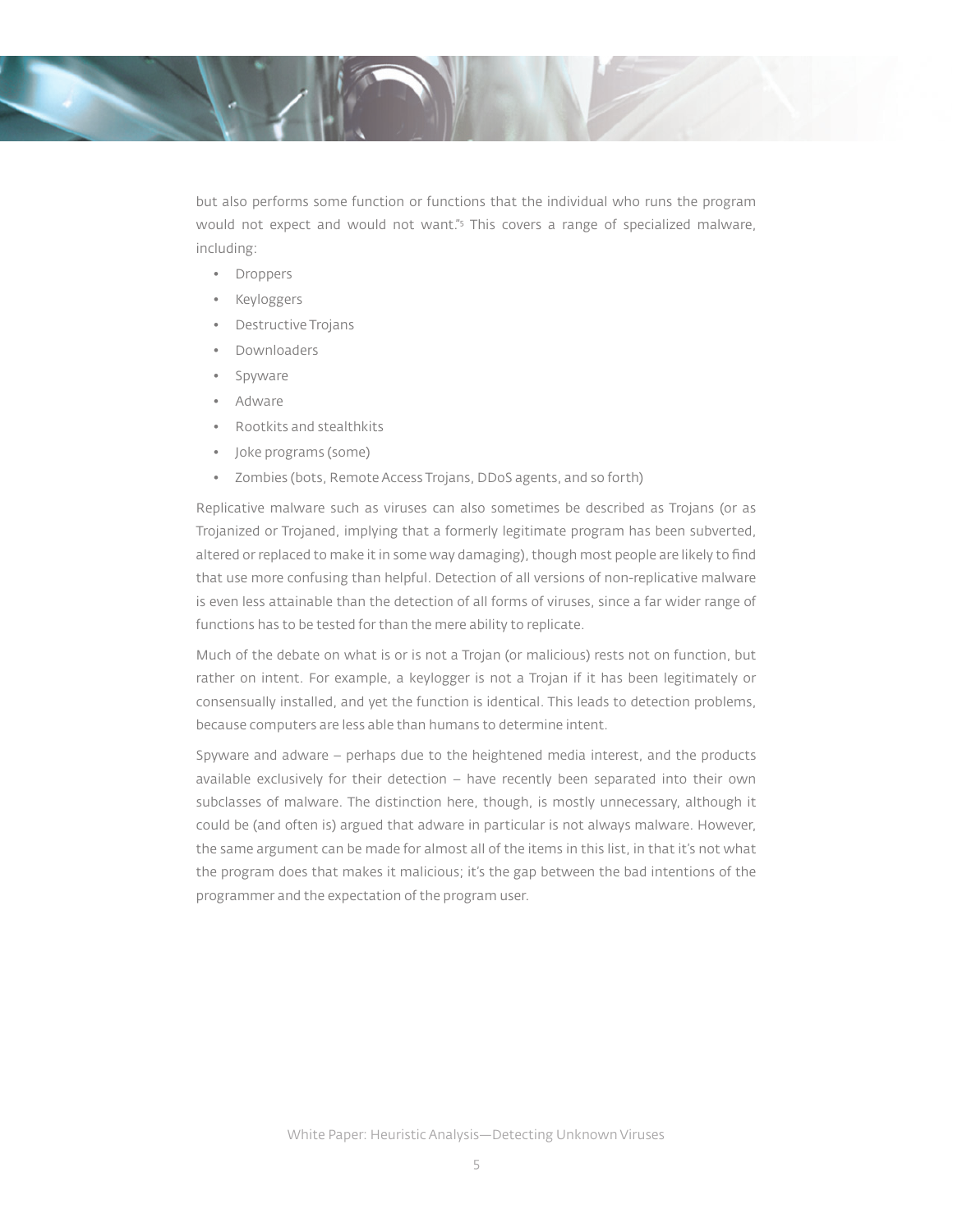but also performs some function or functions that the individual who runs the program would not expect and would not want."[5] This covers a range of specialized malware, including:

- Droppers
- Keyloggers
- Destructive Trojans
- Downloaders
- Spyware
- Adware
- Rootkits and stealthkits
- Joke programs (some)
- Zombies (bots, Remote Access Trojans, DDoS agents, and so forth)

Replicative malware such as viruses can also sometimes be described as Trojans (or as Trojanized or Trojaned, implying that a formerly legitimate program has been subverted, altered or replaced to make it in some way damaging), though most people are likely to find that use more confusing than helpful. Detection of all versions of non-replicative malware is even less attainable than the detection of all forms of viruses, since a far wider range of functions has to be tested for than the mere ability to replicate.

Much of the debate on what is or is not a Trojan (or malicious) rests not on function, but rather on intent. For example, a keylogger is not a Trojan if it has been legitimately or consensually installed, and yet the function is identical. This leads to detection problems, because computers are less able than humans to determine intent.

Spyware and adware – perhaps due to the heightened media interest, and the products available exclusively for their detection – have recently been separated into their own subclasses of malware. The distinction here, though, is mostly unnecessary, although it could be (and often is) argued that adware in particular is not always malware. However, the same argument can be made for almost all of the items in this list, in that it's not what the program does that makes it malicious; it's the gap between the bad intentions of the programmer and the expectation of the program user.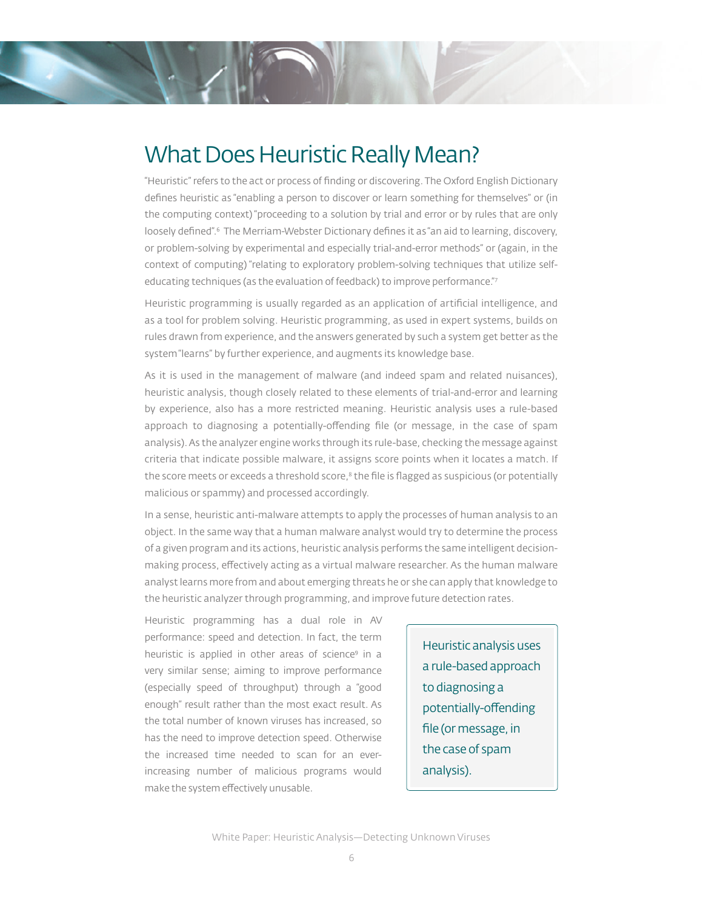# What Does Heuristic Really Mean?

"Heuristic" refers to the act or process of finding or discovering. The Oxford English Dictionary defines heuristic as "enabling a person to discover or learn something for themselves" or (in the computing context) "proceeding to a solution by trial and error or by rules that are only loosely defined".[6] The Merriam-Webster Dictionary defines it as "an aid to learning, discovery, or problem-solving by experimental and especially trial-and-error methods" or (again, in the context of computing) "relating to exploratory problem-solving techniques that utilize self-educating techniques (as the evaluation of feedback) to improve performance."[7]

Heuristic programming is usually regarded as an application of artificial intelligence, and as a tool for problem solving. Heuristic programming, as used in expert systems, builds on rules drawn from experience, and the answers generated by such a system get better as the system "learns" by further experience, and augments its knowledge base.

As it is used in the management of malware (and indeed spam and related nuisances), heuristic analysis, though closely related to these elements of trial-and-error and learning by experience, also has a more restricted meaning. Heuristic analysis uses a rule-based approach to diagnosing a potentially-offending file (or message, in the case of spam analysis). As the analyzer engine works through its rule-base, checking the message against criteria that indicate possible malware, it assigns score points when it locates a match. If the score meets or exceeds a threshold score,[8] the file is flagged as suspicious (or potentially malicious or spammy) and processed accordingly.

In a sense, heuristic anti-malware attempts to apply the processes of human analysis to an object. In the same way that a human malware analyst would try to determine the process of a given program and its actions, heuristic analysis performs the same intelligent decision-making process, effectively acting as a virtual malware researcher. As the human malware analyst learns more from and about emerging threats he or she can apply that knowledge to the heuristic analyzer through programming, and improve future detection rates.

Heuristic programming has a dual role in AV performance: speed and detection. In fact, the term heuristic is applied in other areas of science[9] in a very similar sense; aiming to improve performance (especially speed of throughput) through a "good enough" result rather than the most exact result. As the total number of known viruses has increased, so has the need to improve detection speed. Otherwise the increased time needed to scan for an ever-increasing number of malicious programs would make the system effectively unusable.

> Heuristic analysis uses a rule-based approach to diagnosing a potentially-offending file (or message, in the case of spam analysis).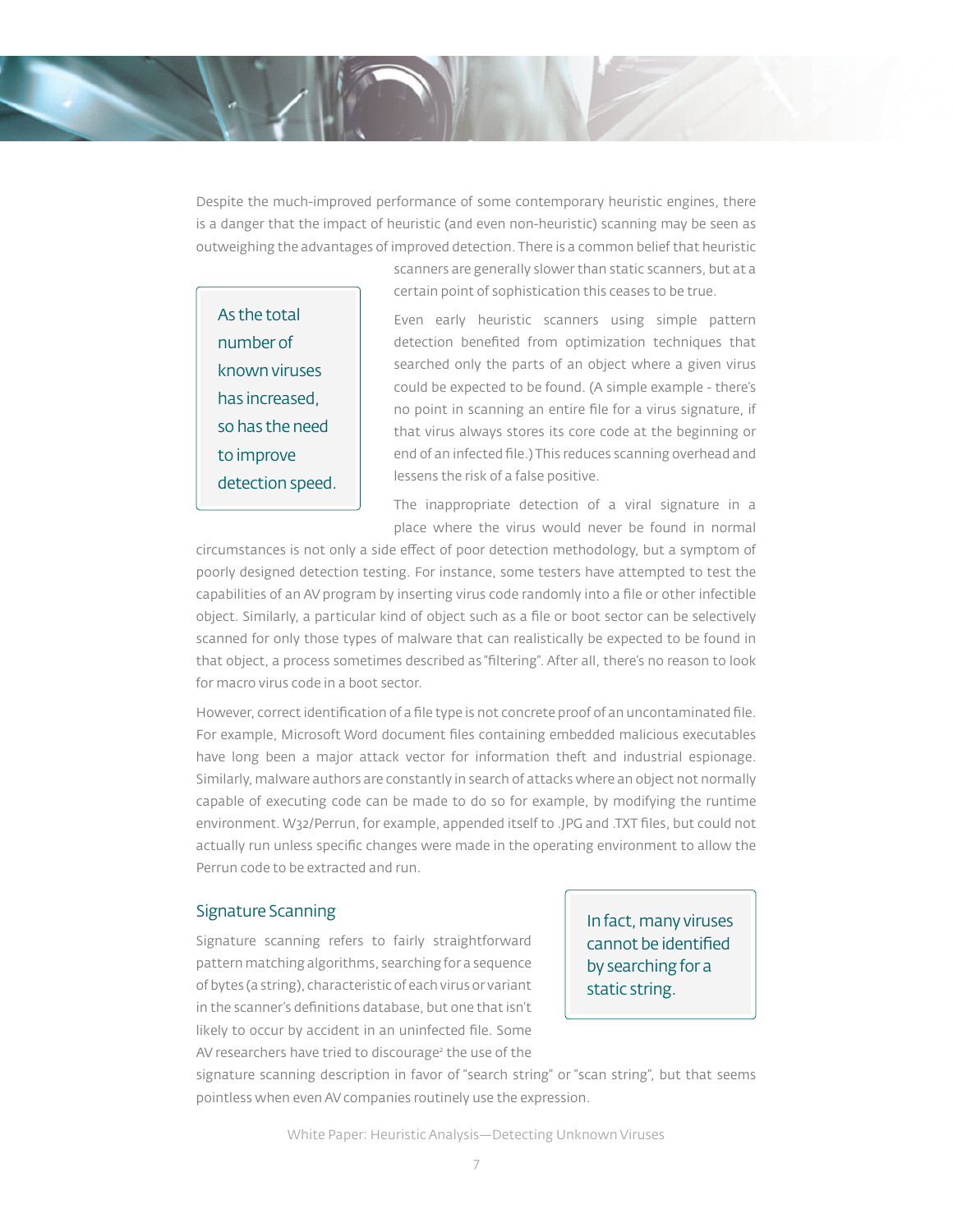Despite the much-improved performance of some contemporary heuristic engines, there is a danger that the impact of heuristic (and even non-heuristic) scanning may be seen as outweighing the advantages of improved detection. There is a common belief that heuristic scanners are generally slower than static scanners, but at a certain point of sophistication this ceases to be true.

> As the total number of known viruses has increased, so has the need to improve detection speed.

Even early heuristic scanners using simple pattern detection benefited from optimization techniques that searched only the parts of an object where a given virus could be expected to be found. (A simple example - there's no point in scanning an entire file for a virus signature, if that virus always stores its core code at the beginning or end of an infected file.) This reduces scanning overhead and lessens the risk of a false positive.

The inappropriate detection of a viral signature in a place where the virus would never be found in normal circumstances is not only a side effect of poor detection methodology, but a symptom of poorly designed detection testing. For instance, some testers have attempted to test the capabilities of an AV program by inserting virus code randomly into a file or other infectible object. Similarly, a particular kind of object such as a file or boot sector can be selectively scanned for only those types of malware that can realistically be expected to be found in that object, a process sometimes described as "filtering". After all, there's no reason to look for macro virus code in a boot sector.

However, correct identification of a file type is not concrete proof of an uncontaminated file. For example, Microsoft Word document files containing embedded malicious executables have long been a major attack vector for information theft and industrial espionage. Similarly, malware authors are constantly in search of attacks where an object not normally capable of executing code can be made to do so for example, by modifying the runtime environment. W32/Perrun, for example, appended itself to .JPG and .TXT files, but could not actually run unless specific changes were made in the operating environment to allow the Perrun code to be extracted and run.

## Signature Scanning

> In fact, many viruses cannot be identified by searching for a static string.

Signature scanning refers to fairly straightforward pattern matching algorithms, searching for a sequence of bytes (a string), characteristic of each virus or variant in the scanner's definitions database, but one that isn't likely to occur by accident in an uninfected file. Some AV researchers have tried to discourage[2] the use of the signature scanning description in favor of "search string" or "scan string", but that seems pointless when even AV companies routinely use the expression.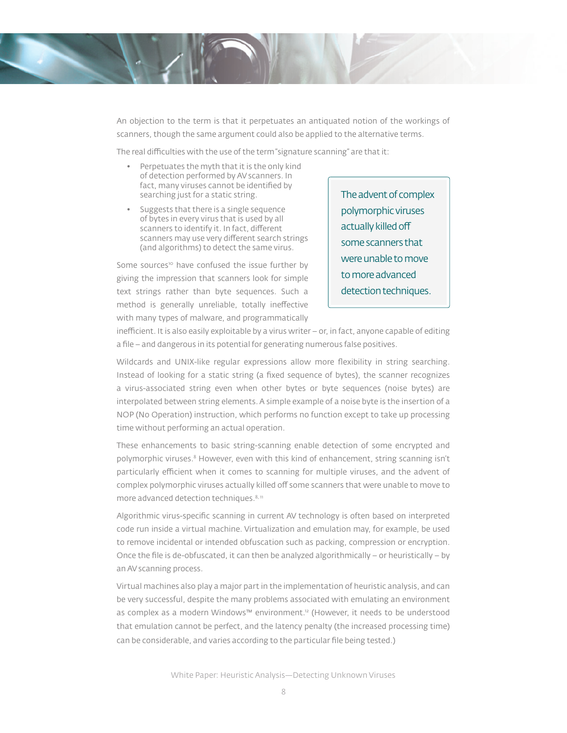An objection to the term is that it perpetuates an antiquated notion of the workings of scanners, though the same argument could also be applied to the alternative terms.

The real difficulties with the use of the term "signature scanning" are that it:

- Perpetuates the myth that it is the only kind of detection performed by AV scanners. In fact, many viruses cannot be identified by searching just for a static string.
- Suggests that there is a single sequence of bytes in every virus that is used by all scanners to identify it. In fact, different scanners may use very different search strings (and algorithms) to detect the same virus.

> The advent of complex polymorphic viruses actually killed off some scanners that were unable to move to more advanced detection techniques.

Some sources[10] have confused the issue further by giving the impression that scanners look for simple text strings rather than byte sequences. Such a method is generally unreliable, totally ineffective with many types of malware, and programmatically inefficient. It is also easily exploitable by a virus writer – or, in fact, anyone capable of editing a file – and dangerous in its potential for generating numerous false positives.

Wildcards and UNIX-like regular expressions allow more flexibility in string searching. Instead of looking for a static string (a fixed sequence of bytes), the scanner recognizes a virus-associated string even when other bytes or byte sequences (noise bytes) are interpolated between string elements. A simple example of a noise byte is the insertion of a NOP (No Operation) instruction, which performs no function except to take up processing time without performing an actual operation.

These enhancements to basic string-scanning enable detection of some encrypted and polymorphic viruses.[8] However, even with this kind of enhancement, string scanning isn't particularly efficient when it comes to scanning for multiple viruses, and the advent of complex polymorphic viruses actually killed off some scanners that were unable to move to more advanced detection techniques.[8, 11]

Algorithmic virus-specific scanning in current AV technology is often based on interpreted code run inside a virtual machine. Virtualization and emulation may, for example, be used to remove incidental or intended obfuscation such as packing, compression or encryption. Once the file is de-obfuscated, it can then be analyzed algorithmically – or heuristically – by an AV scanning process.

Virtual machines also play a major part in the implementation of heuristic analysis, and can be very successful, despite the many problems associated with emulating an environment as complex as a modern Windows™ environment.[12] (However, it needs to be understood that emulation cannot be perfect, and the latency penalty (the increased processing time) can be considerable, and varies according to the particular file being tested.)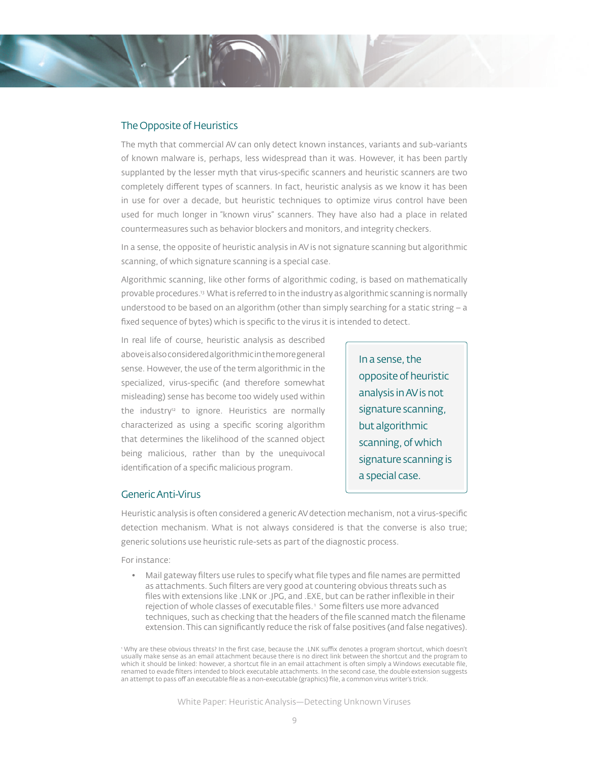## The Opposite of Heuristics

The myth that commercial AV can only detect known instances, variants and sub-variants of known malware is, perhaps, less widespread than it was. However, it has been partly supplanted by the lesser myth that virus-specific scanners and heuristic scanners are two completely different types of scanners. In fact, heuristic analysis as we know it has been in use for over a decade, but heuristic techniques to optimize virus control have been used for much longer in "known virus" scanners. They have also had a place in related countermeasures such as behavior blockers and monitors, and integrity checkers.

In a sense, the opposite of heuristic analysis in AV is not signature scanning but algorithmic scanning, of which signature scanning is a special case.

Algorithmic scanning, like other forms of algorithmic coding, is based on mathematically provable procedures.[13] What is referred to in the industry as algorithmic scanning is normally understood to be based on an algorithm (other than simply searching for a static string – a fixed sequence of bytes) which is specific to the virus it is intended to detect.

In real life of course, heuristic analysis as described above is also considered algorithmic in the more general sense. However, the use of the term algorithmic in the specialized, virus-specific (and therefore somewhat misleading) sense has become too widely used within the industry[12] to ignore. Heuristics are normally characterized as using a specific scoring algorithm that determines the likelihood of the scanned object being malicious, rather than by the unequivocal identification of a specific malicious program.

> In a sense, the opposite of heuristic analysis in AV is not signature scanning, but algorithmic scanning, of which signature scanning is a special case.

## Generic Anti-Virus

Heuristic analysis is often considered a generic AV detection mechanism, not a virus-specific detection mechanism. What is not always considered is that the converse is also true; generic solutions use heuristic rule-sets as part of the diagnostic process.

For instance:

- Mail gateway filters use rules to specify what file types and file names are permitted as attachments. Such filters are very good at countering obvious threats such as files with extensions like .LNK or .JPG, and .EXE, but can be rather inflexible in their rejection of whole classes of executable files.[1] Some filters use more advanced techniques, such as checking that the headers of the file scanned match the filename extension. This can significantly reduce the risk of false positives (and false negatives).

[1] Why are these obvious threats? In the first case, because the .LNK suffix denotes a program shortcut, which doesn't usually make sense as an email attachment because there is no direct link between the shortcut and the program to which it should be linked: however, a shortcut file in an email attachment is often simply a Windows executable file, renamed to evade filters intended to block executable attachments. In the second case, the double extension suggests an attempt to pass off an executable file as a non-executable (graphics) file, a common virus writer's trick.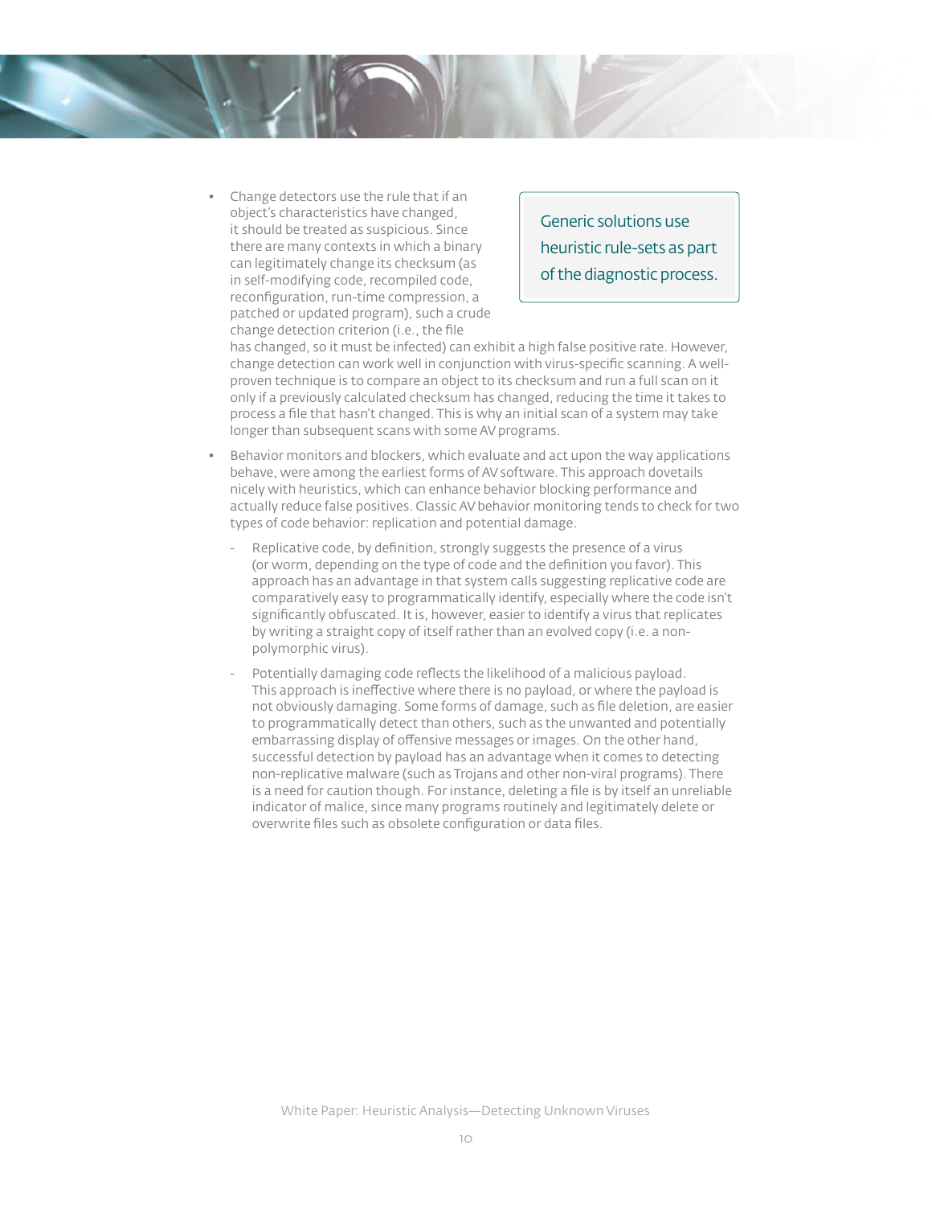- Change detectors use the rule that if an object's characteristics have changed, it should be treated as suspicious. Since there are many contexts in which a binary can legitimately change its checksum (as in self-modifying code, recompiled code, reconfiguration, run-time compression, a patched or updated program), such a crude change detection criterion (i.e., the file has changed, so it must be infected) can exhibit a high false positive rate. However, change detection can work well in conjunction with virus-specific scanning. A well-proven technique is to compare an object to its checksum and run a full scan on it only if a previously calculated checksum has changed, reducing the time it takes to process a file that hasn't changed. This is why an initial scan of a system may take longer than subsequent scans with some AV programs.

> Generic solutions use heuristic rule-sets as part of the diagnostic process.

- Behavior monitors and blockers, which evaluate and act upon the way applications behave, were among the earliest forms of AV software. This approach dovetails nicely with heuristics, which can enhance behavior blocking performance and actually reduce false positives. Classic AV behavior monitoring tends to check for two types of code behavior: replication and potential damage.
  - Replicative code, by definition, strongly suggests the presence of a virus (or worm, depending on the type of code and the definition you favor). This approach has an advantage in that system calls suggesting replicative code are comparatively easy to programmatically identify, especially where the code isn't significantly obfuscated. It is, however, easier to identify a virus that replicates by writing a straight copy of itself rather than an evolved copy (i.e. a non-polymorphic virus).
  - Potentially damaging code reflects the likelihood of a malicious payload. This approach is ineffective where there is no payload, or where the payload is not obviously damaging. Some forms of damage, such as file deletion, are easier to programmatically detect than others, such as the unwanted and potentially embarrassing display of offensive messages or images. On the other hand, successful detection by payload has an advantage when it comes to detecting non-replicative malware (such as Trojans and other non-viral programs). There is a need for caution though. For instance, deleting a file is by itself an unreliable indicator of malice, since many programs routinely and legitimately delete or overwrite files such as obsolete configuration or data files.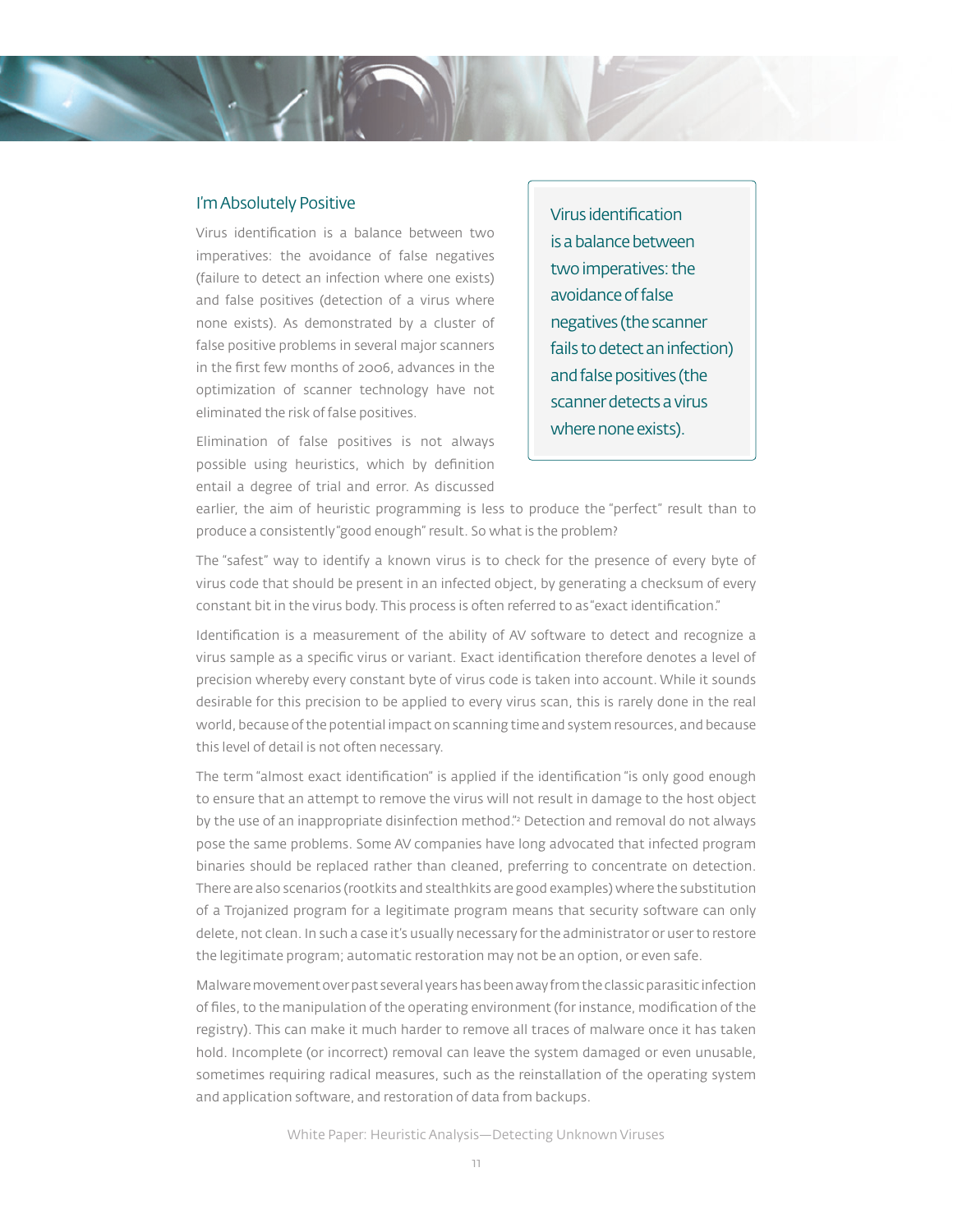## I'm Absolutely Positive

Virus identification is a balance between two imperatives: the avoidance of false negatives (failure to detect an infection where one exists) and false positives (detection of a virus where none exists). As demonstrated by a cluster of false positive problems in several major scanners in the first few months of 2006, advances in the optimization of scanner technology have not eliminated the risk of false positives.

> Virus identification is a balance between two imperatives: the avoidance of false negatives (the scanner fails to detect an infection) and false positives (the scanner detects a virus where none exists).

Elimination of false positives is not always possible using heuristics, which by definition entail a degree of trial and error. As discussed earlier, the aim of heuristic programming is less to produce the "perfect" result than to produce a consistently "good enough" result. So what is the problem?

The "safest" way to identify a known virus is to check for the presence of every byte of virus code that should be present in an infected object, by generating a checksum of every constant bit in the virus body. This process is often referred to as "exact identification."

Identification is a measurement of the ability of AV software to detect and recognize a virus sample as a specific virus or variant. Exact identification therefore denotes a level of precision whereby every constant byte of virus code is taken into account. While it sounds desirable for this precision to be applied to every virus scan, this is rarely done in the real world, because of the potential impact on scanning time and system resources, and because this level of detail is not often necessary.

The term "almost exact identification" is applied if the identification "is only good enough to ensure that an attempt to remove the virus will not result in damage to the host object by the use of an inappropriate disinfection method."[2] Detection and removal do not always pose the same problems. Some AV companies have long advocated that infected program binaries should be replaced rather than cleaned, preferring to concentrate on detection. There are also scenarios (rootkits and stealthkits are good examples) where the substitution of a Trojanized program for a legitimate program means that security software can only delete, not clean. In such a case it's usually necessary for the administrator or user to restore the legitimate program; automatic restoration may not be an option, or even safe.

Malware movement over past several years has been away from the classic parasitic infection of files, to the manipulation of the operating environment (for instance, modification of the registry). This can make it much harder to remove all traces of malware once it has taken hold. Incomplete (or incorrect) removal can leave the system damaged or even unusable, sometimes requiring radical measures, such as the reinstallation of the operating system and application software, and restoration of data from backups.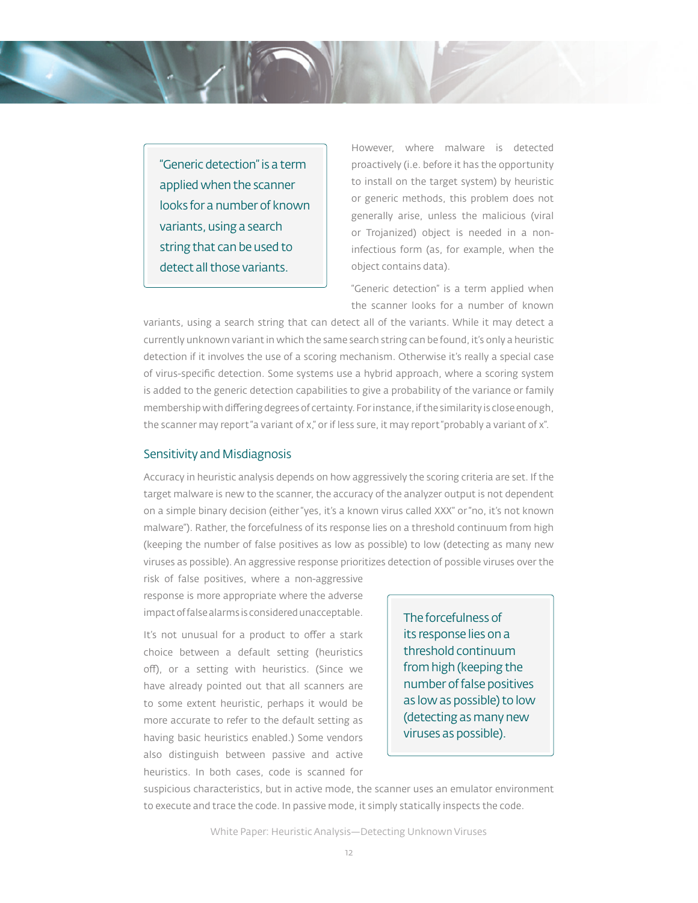> "Generic detection" is a term applied when the scanner looks for a number of known variants, using a search string that can be used to detect all those variants.

However, where malware is detected proactively (i.e. before it has the opportunity to install on the target system) by heuristic or generic methods, this problem does not generally arise, unless the malicious (viral or Trojanized) object is needed in a non-infectious form (as, for example, when the object contains data).

"Generic detection" is a term applied when the scanner looks for a number of known variants, using a search string that can detect all of the variants. While it may detect a currently unknown variant in which the same search string can be found, it's only a heuristic detection if it involves the use of a scoring mechanism. Otherwise it's really a special case of virus-specific detection. Some systems use a hybrid approach, where a scoring system is added to the generic detection capabilities to give a probability of the variance or family membership with differing degrees of certainty. For instance, if the similarity is close enough, the scanner may report "a variant of x," or if less sure, it may report "probably a variant of x".

## Sensitivity and Misdiagnosis

Accuracy in heuristic analysis depends on how aggressively the scoring criteria are set. If the target malware is new to the scanner, the accuracy of the analyzer output is not dependent on a simple binary decision (either "yes, it's a known virus called XXX" or "no, it's not known malware"). Rather, the forcefulness of its response lies on a threshold continuum from high (keeping the number of false positives as low as possible) to low (detecting as many new viruses as possible). An aggressive response prioritizes detection of possible viruses over the risk of false positives, where a non-aggressive response is more appropriate where the adverse impact of false alarms is considered unacceptable.

> The forcefulness of its response lies on a threshold continuum from high (keeping the number of false positives as low as possible) to low (detecting as many new viruses as possible).

It's not unusual for a product to offer a stark choice between a default setting (heuristics off), or a setting with heuristics. (Since we have already pointed out that all scanners are to some extent heuristic, perhaps it would be more accurate to refer to the default setting as having basic heuristics enabled.) Some vendors also distinguish between passive and active heuristics. In both cases, code is scanned for suspicious characteristics, but in active mode, the scanner uses an emulator environment to execute and trace the code. In passive mode, it simply statically inspects the code.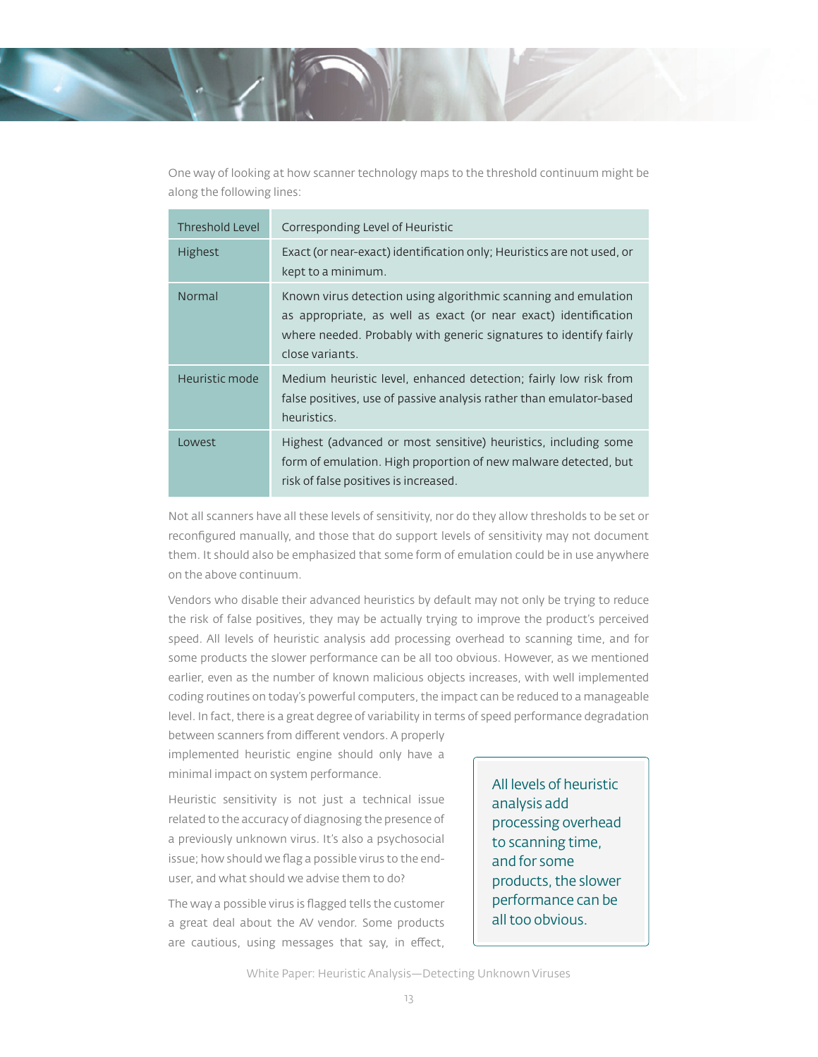One way of looking at how scanner technology maps to the threshold continuum might be along the following lines:

| Threshold Level | Corresponding Level of Heuristic |
|---|---|
| Highest | Exact (or near-exact) identification only; Heuristics are not used, or kept to a minimum. |
| Normal | Known virus detection using algorithmic scanning and emulation as appropriate, as well as exact (or near exact) identification where needed. Probably with generic signatures to identify fairly close variants. |
| Heuristic mode | Medium heuristic level, enhanced detection; fairly low risk from false positives, use of passive analysis rather than emulator-based heuristics. |
| Lowest | Highest (advanced or most sensitive) heuristics, including some form of emulation. High proportion of new malware detected, but risk of false positives is increased. |

Not all scanners have all these levels of sensitivity, nor do they allow thresholds to be set or reconfigured manually, and those that do support levels of sensitivity may not document them. It should also be emphasized that some form of emulation could be in use anywhere on the above continuum.

Vendors who disable their advanced heuristics by default may not only be trying to reduce the risk of false positives, they may be actually trying to improve the product's perceived speed. All levels of heuristic analysis add processing overhead to scanning time, and for some products the slower performance can be all too obvious. However, as we mentioned earlier, even as the number of known malicious objects increases, with well implemented coding routines on today's powerful computers, the impact can be reduced to a manageable level. In fact, there is a great degree of variability in terms of speed performance degradation between scanners from different vendors. A properly implemented heuristic engine should only have a minimal impact on system performance.

> All levels of heuristic analysis add processing overhead to scanning time, and for some products, the slower performance can be all too obvious.

Heuristic sensitivity is not just a technical issue related to the accuracy of diagnosing the presence of a previously unknown virus. It's also a psychosocial issue; how should we flag a possible virus to the end-user, and what should we advise them to do?

The way a possible virus is flagged tells the customer a great deal about the AV vendor. Some products are cautious, using messages that say, in effect,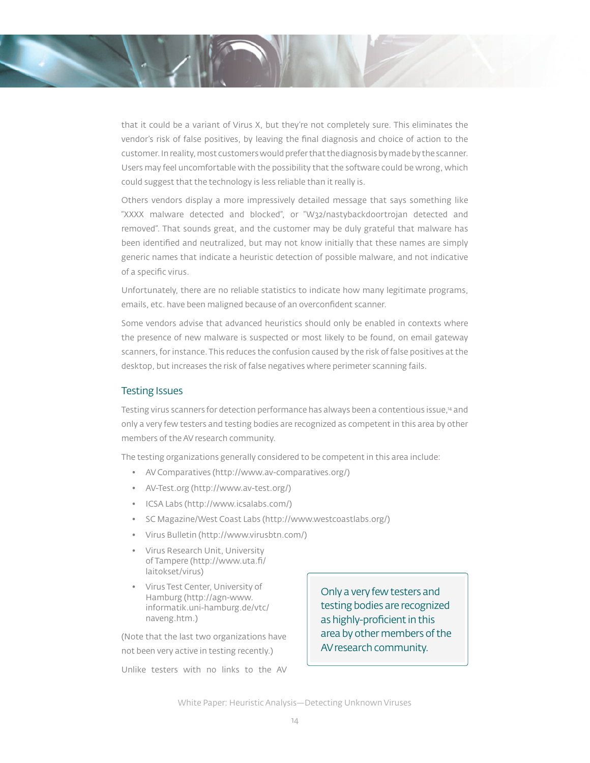that it could be a variant of Virus X, but they're not completely sure. This eliminates the vendor's risk of false positives, by leaving the final diagnosis and choice of action to the customer. In reality, most customers would prefer that the diagnosis by made by the scanner. Users may feel uncomfortable with the possibility that the software could be wrong, which could suggest that the technology is less reliable than it really is.

Others vendors display a more impressively detailed message that says something like "XXXX malware detected and blocked", or "W32/nastybackdoortrojan detected and removed". That sounds great, and the customer may be duly grateful that malware has been identified and neutralized, but may not know initially that these names are simply generic names that indicate a heuristic detection of possible malware, and not indicative of a specific virus.

Unfortunately, there are no reliable statistics to indicate how many legitimate programs, emails, etc. have been maligned because of an overconfident scanner.

Some vendors advise that advanced heuristics should only be enabled in contexts where the presence of new malware is suspected or most likely to be found, on email gateway scanners, for instance. This reduces the confusion caused by the risk of false positives at the desktop, but increases the risk of false negatives where perimeter scanning fails.

## Testing Issues

Testing virus scanners for detection performance has always been a contentious issue,[14] and only a very few testers and testing bodies are recognized as competent in this area by other members of the AV research community.

The testing organizations generally considered to be competent in this area include:

- AV Comparatives (http://www.av-comparatives.org/)
- AV-Test.org (http://www.av-test.org/)
- ICSA Labs (http://www.icsalabs.com/)
- SC Magazine/West Coast Labs (http://www.westcoastlabs.org/)
- Virus Bulletin (http://www.virusbtn.com/)
- Virus Research Unit, University of Tampere (http://www.uta.fi/laitokset/virus)
- Virus Test Center, University of Hamburg (http://agn-www.informatik.uni-hamburg.de/vtc/naveng.htm.)

(Note that the last two organizations have not been very active in testing recently.)

> Only a very few testers and testing bodies are recognized as highly-proficient in this area by other members of the AV research community.

Unlike testers with no links to the AV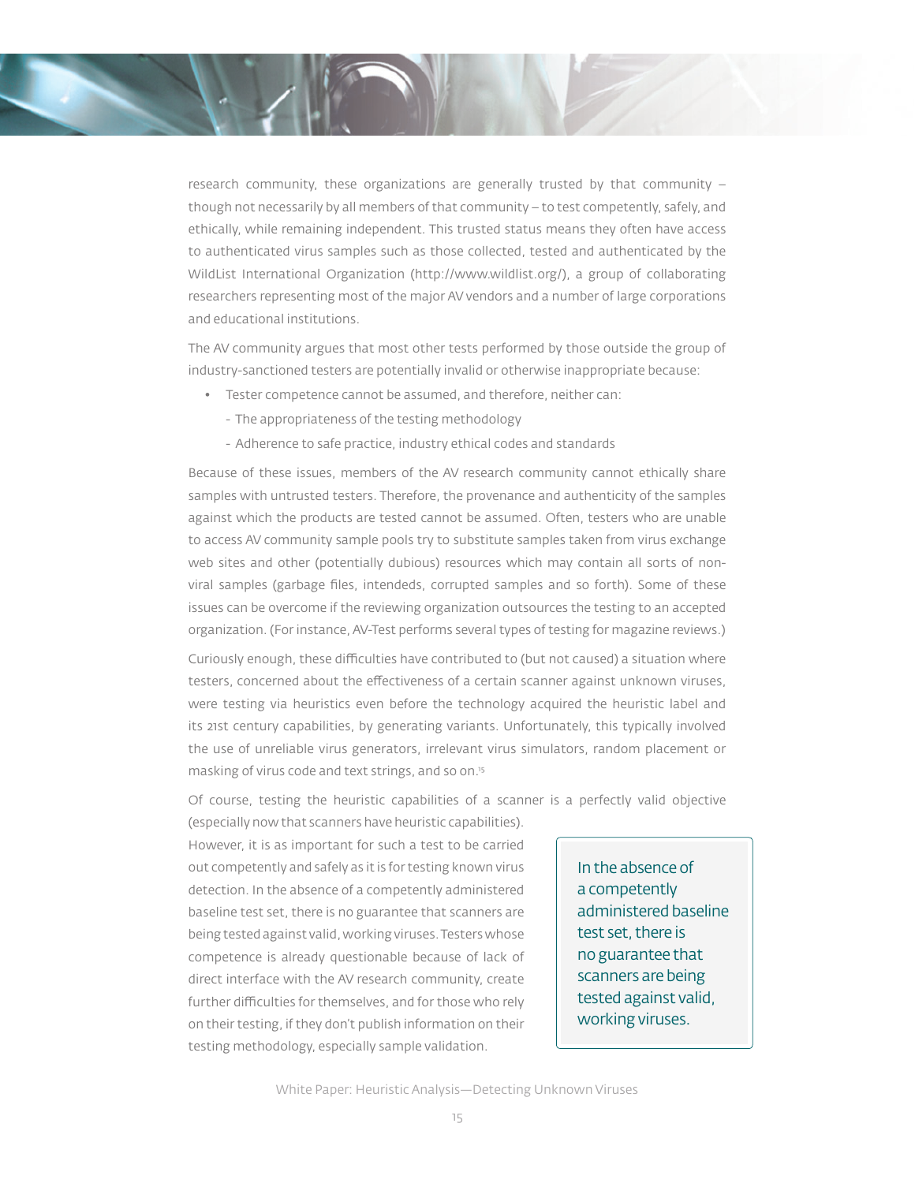research community, these organizations are generally trusted by that community – though not necessarily by all members of that community – to test competently, safely, and ethically, while remaining independent. This trusted status means they often have access to authenticated virus samples such as those collected, tested and authenticated by the WildList International Organization (http://www.wildlist.org/), a group of collaborating researchers representing most of the major AV vendors and a number of large corporations and educational institutions.

The AV community argues that most other tests performed by those outside the group of industry-sanctioned testers are potentially invalid or otherwise inappropriate because:

- Tester competence cannot be assumed, and therefore, neither can:
  - The appropriateness of the testing methodology
  - Adherence to safe practice, industry ethical codes and standards

Because of these issues, members of the AV research community cannot ethically share samples with untrusted testers. Therefore, the provenance and authenticity of the samples against which the products are tested cannot be assumed. Often, testers who are unable to access AV community sample pools try to substitute samples taken from virus exchange web sites and other (potentially dubious) resources which may contain all sorts of non-viral samples (garbage files, intendeds, corrupted samples and so forth). Some of these issues can be overcome if the reviewing organization outsources the testing to an accepted organization. (For instance, AV-Test performs several types of testing for magazine reviews.)

Curiously enough, these difficulties have contributed to (but not caused) a situation where testers, concerned about the effectiveness of a certain scanner against unknown viruses, were testing via heuristics even before the technology acquired the heuristic label and its 21st century capabilities, by generating variants. Unfortunately, this typically involved the use of unreliable virus generators, irrelevant virus simulators, random placement or masking of virus code and text strings, and so on.[15]

Of course, testing the heuristic capabilities of a scanner is a perfectly valid objective (especially now that scanners have heuristic capabilities). However, it is as important for such a test to be carried out competently and safely as it is for testing known virus detection. In the absence of a competently administered baseline test set, there is no guarantee that scanners are being tested against valid, working viruses. Testers whose competence is already questionable because of lack of direct interface with the AV research community, create further difficulties for themselves, and for those who rely on their testing, if they don't publish information on their testing methodology, especially sample validation.

> In the absence of a competently administered baseline test set, there is no guarantee that scanners are being tested against valid, working viruses.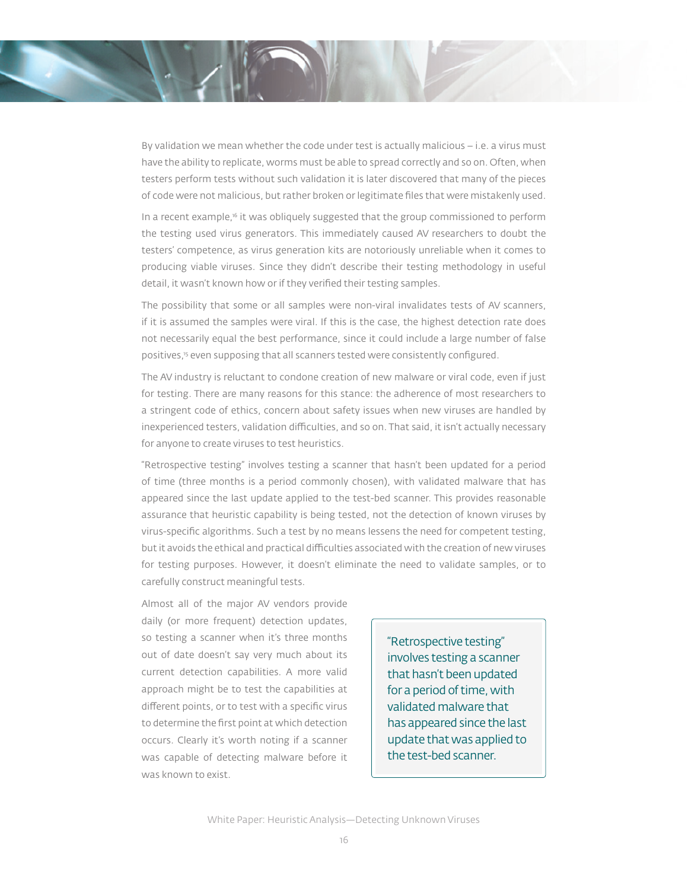By validation we mean whether the code under test is actually malicious – i.e. a virus must have the ability to replicate, worms must be able to spread correctly and so on. Often, when testers perform tests without such validation it is later discovered that many of the pieces of code were not malicious, but rather broken or legitimate files that were mistakenly used.

In a recent example,[16] it was obliquely suggested that the group commissioned to perform the testing used virus generators. This immediately caused AV researchers to doubt the testers' competence, as virus generation kits are notoriously unreliable when it comes to producing viable viruses. Since they didn't describe their testing methodology in useful detail, it wasn't known how or if they verified their testing samples.

The possibility that some or all samples were non-viral invalidates tests of AV scanners, if it is assumed the samples were viral. If this is the case, the highest detection rate does not necessarily equal the best performance, since it could include a large number of false positives,[15] even supposing that all scanners tested were consistently configured.

The AV industry is reluctant to condone creation of new malware or viral code, even if just for testing. There are many reasons for this stance: the adherence of most researchers to a stringent code of ethics, concern about safety issues when new viruses are handled by inexperienced testers, validation difficulties, and so on. That said, it isn't actually necessary for anyone to create viruses to test heuristics.

"Retrospective testing" involves testing a scanner that hasn't been updated for a period of time (three months is a period commonly chosen), with validated malware that has appeared since the last update applied to the test-bed scanner. This provides reasonable assurance that heuristic capability is being tested, not the detection of known viruses by virus-specific algorithms. Such a test by no means lessens the need for competent testing, but it avoids the ethical and practical difficulties associated with the creation of new viruses for testing purposes. However, it doesn't eliminate the need to validate samples, or to carefully construct meaningful tests.

Almost all of the major AV vendors provide daily (or more frequent) detection updates, so testing a scanner when it's three months out of date doesn't say very much about its current detection capabilities. A more valid approach might be to test the capabilities at different points, or to test with a specific virus to determine the first point at which detection occurs. Clearly it's worth noting if a scanner was capable of detecting malware before it was known to exist.

> "Retrospective testing" involves testing a scanner that hasn't been updated for a period of time, with validated malware that has appeared since the last update that was applied to the test-bed scanner.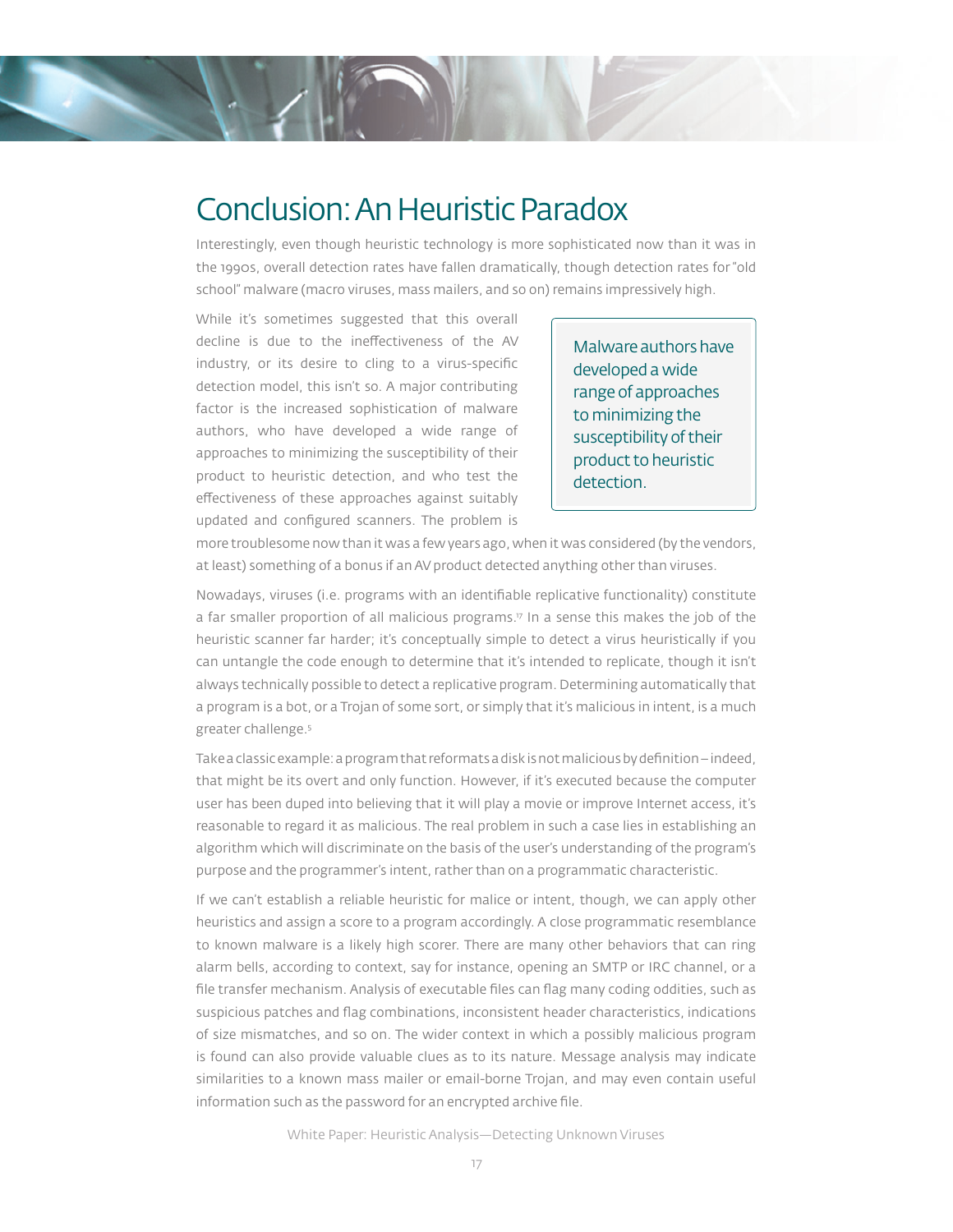# Conclusion: An Heuristic Paradox

Interestingly, even though heuristic technology is more sophisticated now than it was in the 1990s, overall detection rates have fallen dramatically, though detection rates for "old school" malware (macro viruses, mass mailers, and so on) remains impressively high.

While it's sometimes suggested that this overall decline is due to the ineffectiveness of the AV industry, or its desire to cling to a virus-specific detection model, this isn't so. A major contributing factor is the increased sophistication of malware authors, who have developed a wide range of approaches to minimizing the susceptibility of their product to heuristic detection, and who test the effectiveness of these approaches against suitably updated and configured scanners. The problem is more troublesome now than it was a few years ago, when it was considered (by the vendors, at least) something of a bonus if an AV product detected anything other than viruses.

> Malware authors have developed a wide range of approaches to minimizing the susceptibility of their product to heuristic detection.

Nowadays, viruses (i.e. programs with an identifiable replicative functionality) constitute a far smaller proportion of all malicious programs.[17] In a sense this makes the job of the heuristic scanner far harder; it's conceptually simple to detect a virus heuristically if you can untangle the code enough to determine that it's intended to replicate, though it isn't always technically possible to detect a replicative program. Determining automatically that a program is a bot, or a Trojan of some sort, or simply that it's malicious in intent, is a much greater challenge.[5]

Take a classic example: a program that reformats a disk is not malicious by definition – indeed, that might be its overt and only function. However, if it's executed because the computer user has been duped into believing that it will play a movie or improve Internet access, it's reasonable to regard it as malicious. The real problem in such a case lies in establishing an algorithm which will discriminate on the basis of the user's understanding of the program's purpose and the programmer's intent, rather than on a programmatic characteristic.

If we can't establish a reliable heuristic for malice or intent, though, we can apply other heuristics and assign a score to a program accordingly. A close programmatic resemblance to known malware is a likely high scorer. There are many other behaviors that can ring alarm bells, according to context, say for instance, opening an SMTP or IRC channel, or a file transfer mechanism. Analysis of executable files can flag many coding oddities, such as suspicious patches and flag combinations, inconsistent header characteristics, indications of size mismatches, and so on. The wider context in which a possibly malicious program is found can also provide valuable clues as to its nature. Message analysis may indicate similarities to a known mass mailer or email-borne Trojan, and may even contain useful information such as the password for an encrypted archive file.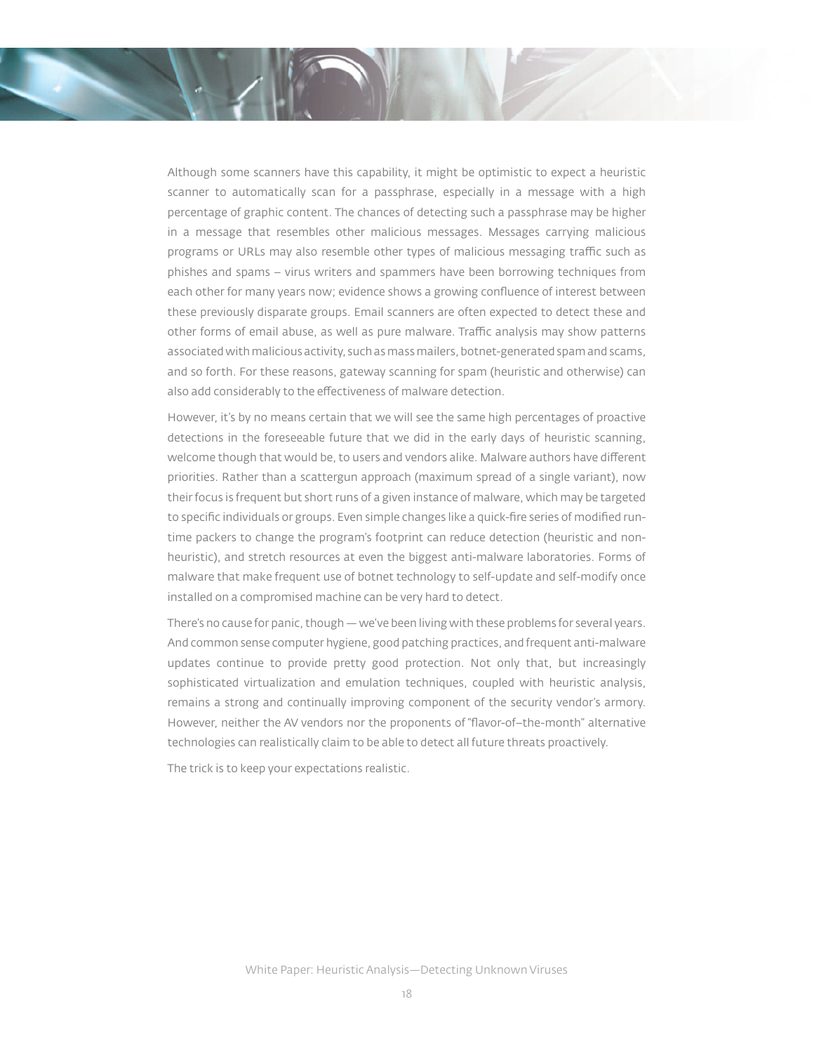Although some scanners have this capability, it might be optimistic to expect a heuristic scanner to automatically scan for a passphrase, especially in a message with a high percentage of graphic content. The chances of detecting such a passphrase may be higher in a message that resembles other malicious messages. Messages carrying malicious programs or URLs may also resemble other types of malicious messaging traffic such as phishes and spams – virus writers and spammers have been borrowing techniques from each other for many years now; evidence shows a growing confluence of interest between these previously disparate groups. Email scanners are often expected to detect these and other forms of email abuse, as well as pure malware. Traffic analysis may show patterns associated with malicious activity, such as mass mailers, botnet-generated spam and scams, and so forth. For these reasons, gateway scanning for spam (heuristic and otherwise) can also add considerably to the effectiveness of malware detection.

However, it's by no means certain that we will see the same high percentages of proactive detections in the foreseeable future that we did in the early days of heuristic scanning, welcome though that would be, to users and vendors alike. Malware authors have different priorities. Rather than a scattergun approach (maximum spread of a single variant), now their focus is frequent but short runs of a given instance of malware, which may be targeted to specific individuals or groups. Even simple changes like a quick-fire series of modified run-time packers to change the program's footprint can reduce detection (heuristic and non-heuristic), and stretch resources at even the biggest anti-malware laboratories. Forms of malware that make frequent use of botnet technology to self-update and self-modify once installed on a compromised machine can be very hard to detect.

There's no cause for panic, though — we've been living with these problems for several years. And common sense computer hygiene, good patching practices, and frequent anti-malware updates continue to provide pretty good protection. Not only that, but increasingly sophisticated virtualization and emulation techniques, coupled with heuristic analysis, remains a strong and continually improving component of the security vendor's armory. However, neither the AV vendors nor the proponents of "flavor-of–the-month" alternative technologies can realistically claim to be able to detect all future threats proactively.

The trick is to keep your expectations realistic.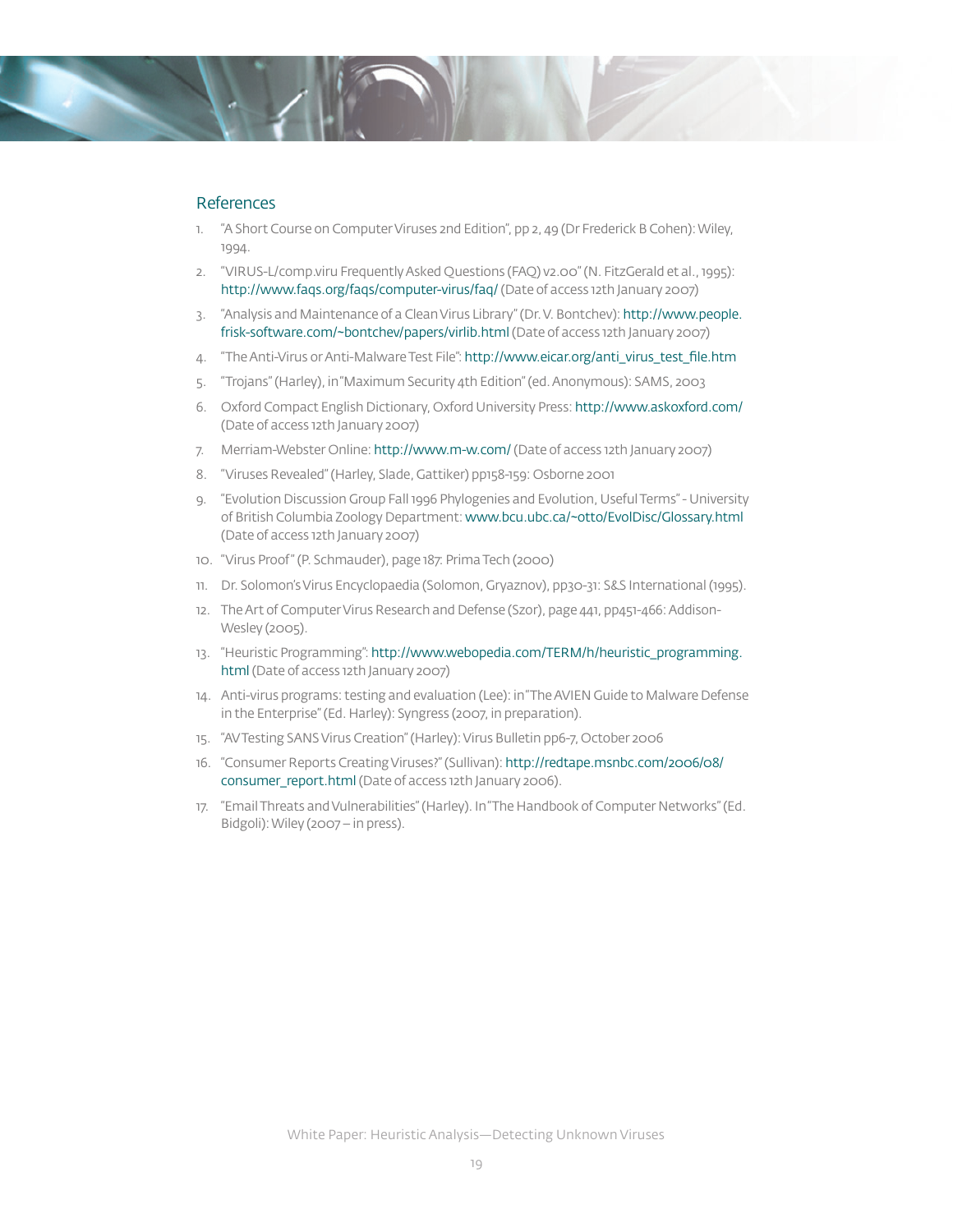## References

1. "A Short Course on Computer Viruses 2nd Edition", pp 2, 49 (Dr Frederick B Cohen): Wiley, 1994.
2. "VIRUS-L/comp.viru Frequently Asked Questions (FAQ) v2.00" (N. FitzGerald et al., 1995): http://www.faqs.org/faqs/computer-virus/faq/ (Date of access 12th January 2007)
3. "Analysis and Maintenance of a Clean Virus Library" (Dr. V. Bontchev): http://www.people.frisk-software.com/~bontchev/papers/virlib.html (Date of access 12th January 2007)
4. "The Anti-Virus or Anti-Malware Test File": http://www.eicar.org/anti_virus_test_file.htm
5. "Trojans" (Harley), in "Maximum Security 4th Edition" (ed. Anonymous): SAMS, 2003
6. Oxford Compact English Dictionary, Oxford University Press: http://www.askoxford.com/ (Date of access 12th January 2007)
7. Merriam-Webster Online: http://www.m-w.com/ (Date of access 12th January 2007)
8. "Viruses Revealed" (Harley, Slade, Gattiker) pp158-159: Osborne 2001
9. "Evolution Discussion Group Fall 1996 Phylogenies and Evolution, Useful Terms" - University of British Columbia Zoology Department: www.bcu.ubc.ca/~otto/EvolDisc/Glossary.html (Date of access 12th January 2007)
10. "Virus Proof" (P. Schmauder), page 187: Prima Tech (2000)
11. Dr. Solomon's Virus Encyclopaedia (Solomon, Gryaznov), pp30-31: S&S International (1995).
12. The Art of Computer Virus Research and Defense (Szor), page 441, pp451-466: Addison-Wesley (2005).
13. "Heuristic Programming": http://www.webopedia.com/TERM/h/heuristic_programming.html (Date of access 12th January 2007)
14. Anti-virus programs: testing and evaluation (Lee): in "The AVIEN Guide to Malware Defense in the Enterprise" (Ed. Harley): Syngress (2007, in preparation).
15. "AV Testing SANS Virus Creation" (Harley): Virus Bulletin pp6-7, October 2006
16. "Consumer Reports Creating Viruses?" (Sullivan): http://redtape.msnbc.com/2006/08/consumer_report.html (Date of access 12th January 2006).
17. "Email Threats and Vulnerabilities" (Harley). In "The Handbook of Computer Networks" (Ed. Bidgoli): Wiley (2007 – in press).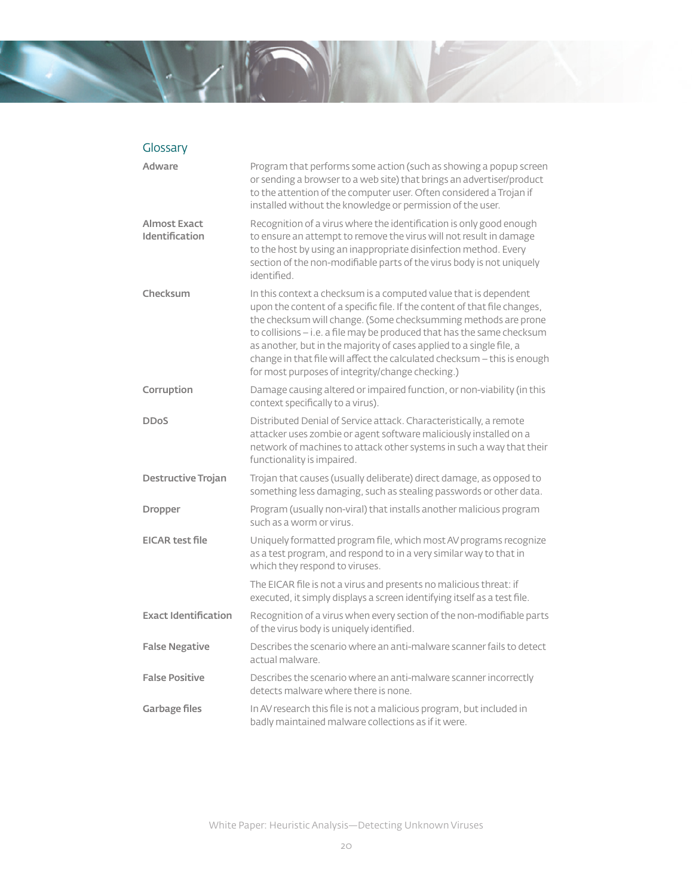## Glossary

**Adware** — Program that performs some action (such as showing a popup screen or sending a browser to a web site) that brings an advertiser/product to the attention of the computer user. Often considered a Trojan if installed without the knowledge or permission of the user.

**Almost Exact Identification** — Recognition of a virus where the identification is only good enough to ensure an attempt to remove the virus will not result in damage to the host by using an inappropriate disinfection method. Every section of the non-modifiable parts of the virus body is not uniquely identified.

**Checksum** — In this context a checksum is a computed value that is dependent upon the content of a specific file. If the content of that file changes, the checksum will change. (Some checksumming methods are prone to collisions – i.e. a file may be produced that has the same checksum as another, but in the majority of cases applied to a single file, a change in that file will affect the calculated checksum – this is enough for most purposes of integrity/change checking.)

**Corruption** — Damage causing altered or impaired function, or non-viability (in this context specifically to a virus).

**DDoS** — Distributed Denial of Service attack. Characteristically, a remote attacker uses zombie or agent software maliciously installed on a network of machines to attack other systems in such a way that their functionality is impaired.

**Destructive Trojan** — Trojan that causes (usually deliberate) direct damage, as opposed to something less damaging, such as stealing passwords or other data.

**Dropper** — Program (usually non-viral) that installs another malicious program such as a worm or virus.

**EICAR test file** — Uniquely formatted program file, which most AV programs recognize as a test program, and respond to in a very similar way to that in which they respond to viruses.

The EICAR file is not a virus and presents no malicious threat: if executed, it simply displays a screen identifying itself as a test file.

**Exact Identification** — Recognition of a virus when every section of the non-modifiable parts of the virus body is uniquely identified.

**False Negative** — Describes the scenario where an anti-malware scanner fails to detect actual malware.

**False Positive** — Describes the scenario where an anti-malware scanner incorrectly detects malware where there is none.

**Garbage files** — In AV research this file is not a malicious program, but included in badly maintained malware collections as if it were.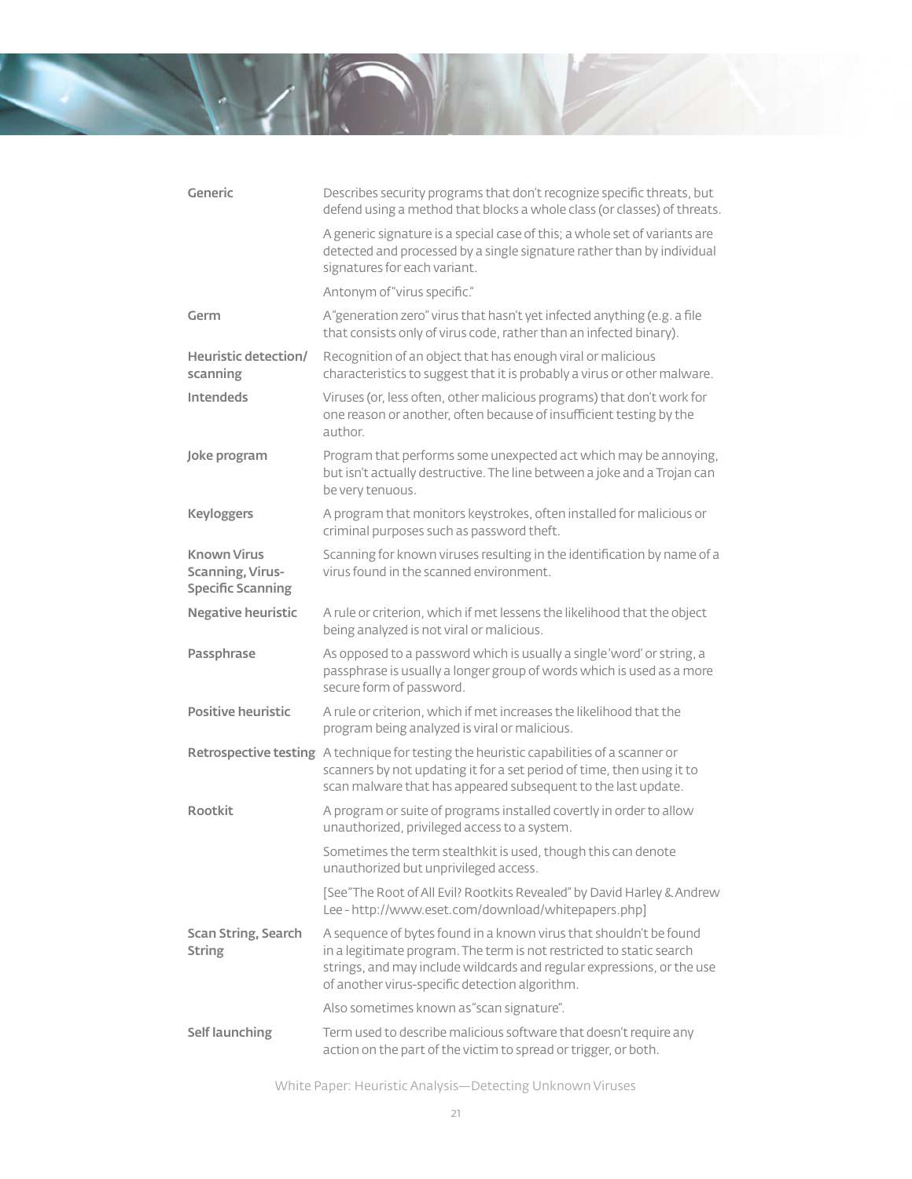| | |
|---|---|
| **Generic** | Describes security programs that don't recognize specific threats, but defend using a method that blocks a whole class (or classes) of threats.<br><br>A generic signature is a special case of this; a whole set of variants are detected and processed by a single signature rather than by individual signatures for each variant.<br><br>Antonym of "virus specific." |
| **Germ** | A "generation zero" virus that hasn't yet infected anything (e.g. a file that consists only of virus code, rather than an infected binary). |
| **Heuristic detection/ scanning** | Recognition of an object that has enough viral or malicious characteristics to suggest that it is probably a virus or other malware. |
| **Intendeds** | Viruses (or, less often, other malicious programs) that don't work for one reason or another, often because of insufficient testing by the author. |
| **Joke program** | Program that performs some unexpected act which may be annoying, but isn't actually destructive. The line between a joke and a Trojan can be very tenuous. |
| **Keyloggers** | A program that monitors keystrokes, often installed for malicious or criminal purposes such as password theft. |
| **Known Virus Scanning, Virus-Specific Scanning** | Scanning for known viruses resulting in the identification by name of a virus found in the scanned environment. |
| **Negative heuristic** | A rule or criterion, which if met lessens the likelihood that the object being analyzed is not viral or malicious. |
| **Passphrase** | As opposed to a password which is usually a single 'word' or string, a passphrase is usually a longer group of words which is used as a more secure form of password. |
| **Positive heuristic** | A rule or criterion, which if met increases the likelihood that the program being analyzed is viral or malicious. |
| **Retrospective testing** | A technique for testing the heuristic capabilities of a scanner or scanners by not updating it for a set period of time, then using it to scan malware that has appeared subsequent to the last update. |
| **Rootkit** | A program or suite of programs installed covertly in order to allow unauthorized, privileged access to a system.<br><br>Sometimes the term stealthkit is used, though this can denote unauthorized but unprivileged access.<br><br>[See "The Root of All Evil? Rootkits Revealed" by David Harley & Andrew Lee - http://www.eset.com/download/whitepapers.php] |
| **Scan String, Search String** | A sequence of bytes found in a known virus that shouldn't be found in a legitimate program. The term is not restricted to static search strings, and may include wildcards and regular expressions, or the use of another virus-specific detection algorithm.<br><br>Also sometimes known as "scan signature". |
| **Self launching** | Term used to describe malicious software that doesn't require any action on the part of the victim to spread or trigger, or both. |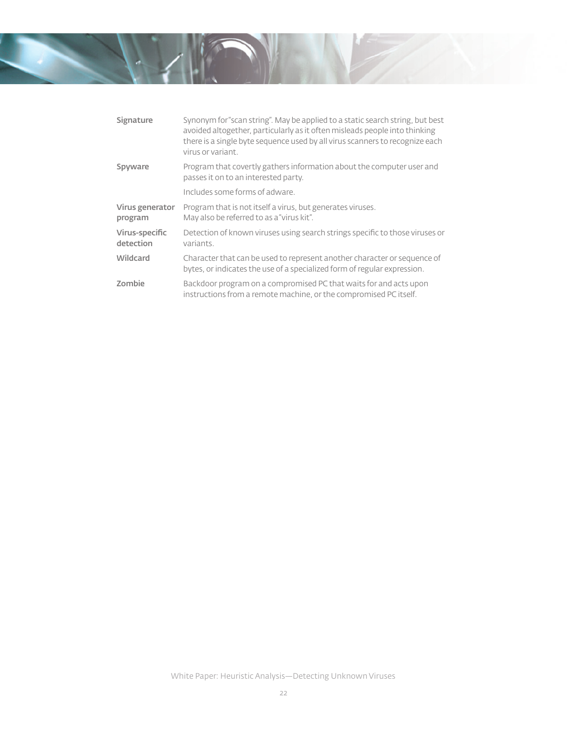| | |
|---|---|
| **Signature** | Synonym for "scan string". May be applied to a static search string, but best avoided altogether, particularly as it often misleads people into thinking there is a single byte sequence used by all virus scanners to recognize each virus or variant. |
| **Spyware** | Program that covertly gathers information about the computer user and passes it on to an interested party.<br><br>Includes some forms of adware. |
| **Virus generator program** | Program that is not itself a virus, but generates viruses.<br>May also be referred to as a "virus kit". |
| **Virus-specific detection** | Detection of known viruses using search strings specific to those viruses or variants. |
| **Wildcard** | Character that can be used to represent another character or sequence of bytes, or indicates the use of a specialized form of regular expression. |
| **Zombie** | Backdoor program on a compromised PC that waits for and acts upon instructions from a remote machine, or the compromised PC itself. |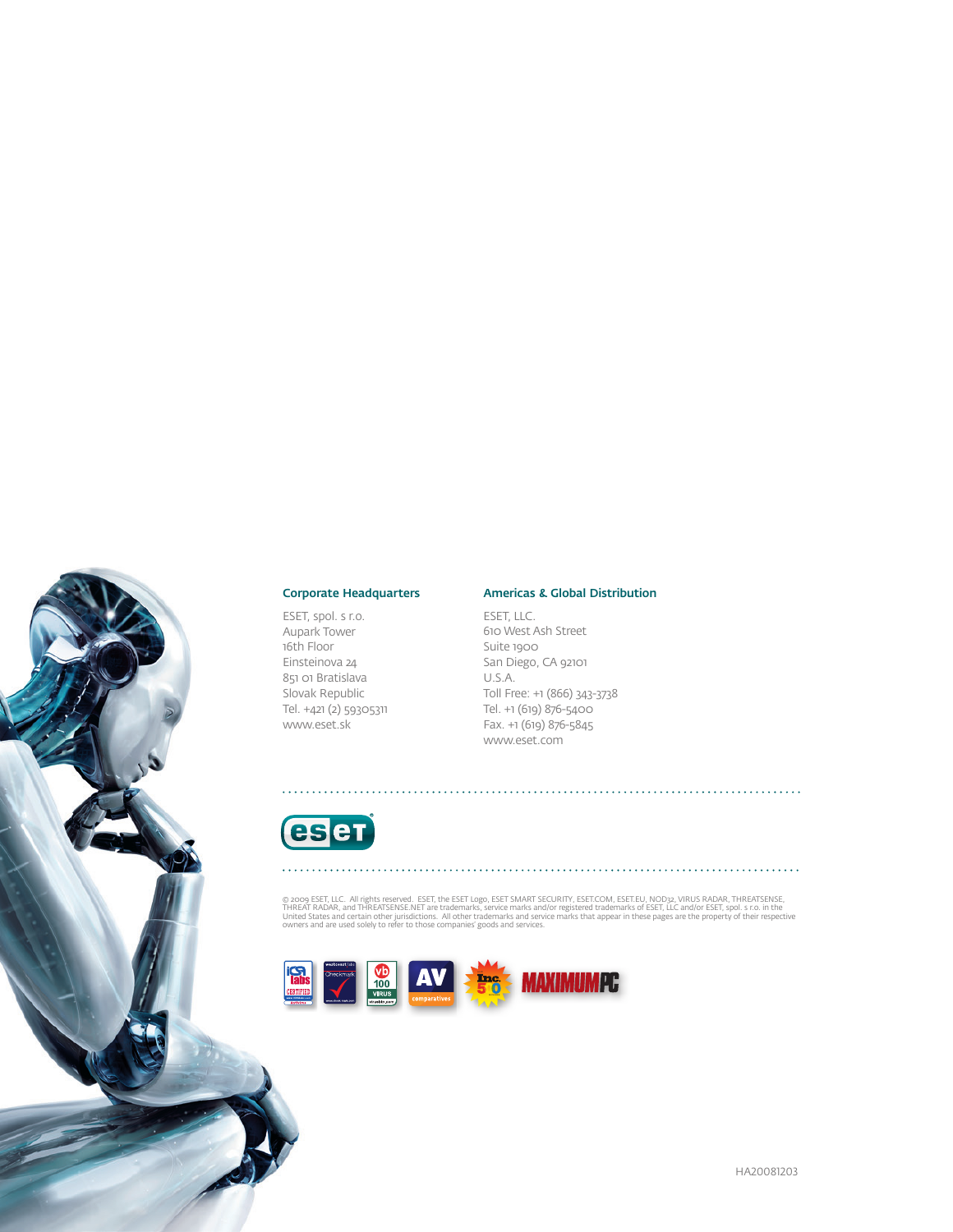### Corporate Headquarters

ESET, spol. s r.o.
Aupark Tower
16th Floor
Einsteinova 24
851 01 Bratislava
Slovak Republic
Tel. +421 (2) 59305311
www.eset.sk

### Americas & Global Distribution

ESET, LLC.
610 West Ash Street
Suite 1900
San Diego, CA 92101
U.S.A.
Toll Free: +1 (866) 343-3738
Tel. +1 (619) 876-5400
Fax. +1 (619) 876-5845
www.eset.com

© 2009 ESET, LLC. All rights reserved. ESET, the ESET Logo, ESET SMART SECURITY, ESET.COM, ESET.EU, NOD32, VIRUS RADAR, THREATSENSE, THREAT RADAR, and THREATSENSE.NET are trademarks, service marks and/or registered trademarks of ESET, LLC and/or ESET, spol. s r.o. in the United States and certain other jurisdictions. All other trademarks and service marks that appear in these pages are the property of their respective owners and are used solely to refer to those companies' goods and services.

HA20081203